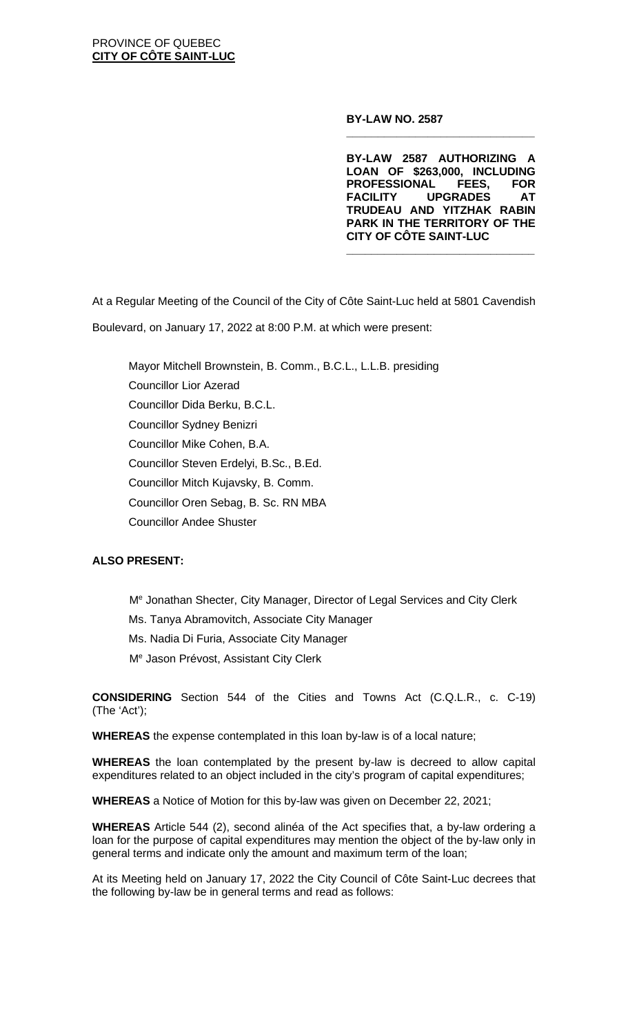PROVINCE OF QUEBEC
**CITY OF CÔTE SAINT-LUC**

**BY-LAW NO. 2587**

**BY-LAW 2587 AUTHORIZING A LOAN OF $263,000, INCLUDING PROFESSIONAL FEES, FOR FACILITY UPGRADES AT TRUDEAU AND YITZHAK RABIN PARK IN THE TERRITORY OF THE CITY OF CÔTE SAINT-LUC**

At a Regular Meeting of the Council of the City of Côte Saint-Luc held at 5801 Cavendish Boulevard, on January 17, 2022 at 8:00 P.M. at which were present:

Mayor Mitchell Brownstein, B. Comm., B.C.L., L.L.B. presiding
Councillor Lior Azerad
Councillor Dida Berku, B.C.L.
Councillor Sydney Benizri
Councillor Mike Cohen, B.A.
Councillor Steven Erdelyi, B.Sc., B.Ed.
Councillor Mitch Kujavsky, B. Comm.
Councillor Oren Sebag, B. Sc. RN MBA
Councillor Andee Shuster

**ALSO PRESENT:**

Me Jonathan Shecter, City Manager, Director of Legal Services and City Clerk
Ms. Tanya Abramovitch, Associate City Manager
Ms. Nadia Di Furia, Associate City Manager
Me Jason Prévost, Assistant City Clerk

**CONSIDERING** Section 544 of the Cities and Towns Act (C.Q.L.R., c. C-19) (The 'Act');

**WHEREAS** the expense contemplated in this loan by-law is of a local nature;

**WHEREAS** the loan contemplated by the present by-law is decreed to allow capital expenditures related to an object included in the city's program of capital expenditures;

**WHEREAS** a Notice of Motion for this by-law was given on December 22, 2021;

**WHEREAS** Article 544 (2), second alinéa of the Act specifies that, a by-law ordering a loan for the purpose of capital expenditures may mention the object of the by-law only in general terms and indicate only the amount and maximum term of the loan;

At its Meeting held on January 17, 2022 the City Council of Côte Saint-Luc decrees that the following by-law be in general terms and read as follows: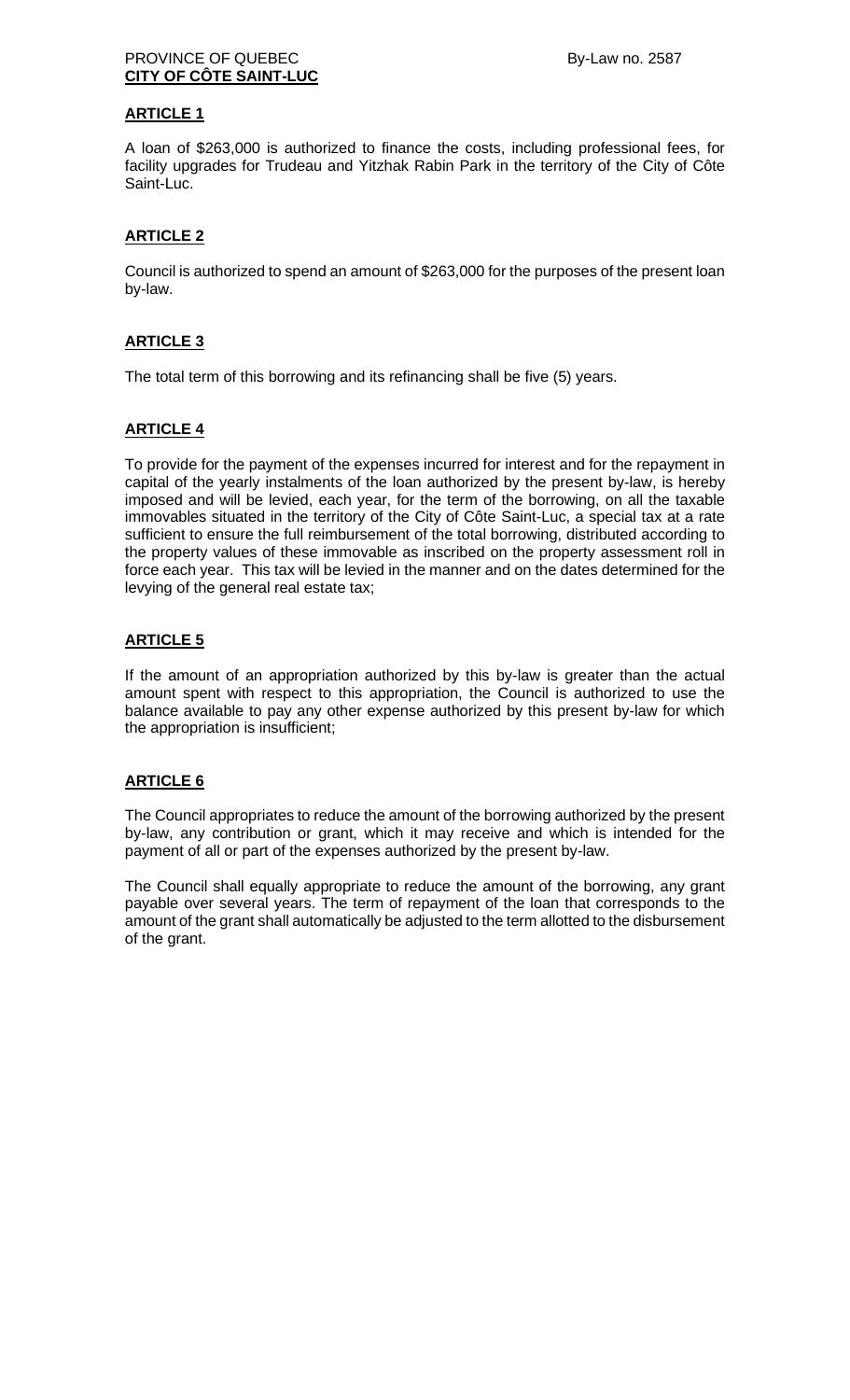PROVINCE OF QUEBEC By-Law no. 2587
**CITY OF CÔTE SAINT-LUC**

## ARTICLE 1

A loan of $263,000 is authorized to finance the costs, including professional fees, for facility upgrades for Trudeau and Yitzhak Rabin Park in the territory of the City of Côte Saint-Luc.

## ARTICLE 2

Council is authorized to spend an amount of $263,000 for the purposes of the present loan by-law.

## ARTICLE 3

The total term of this borrowing and its refinancing shall be five (5) years.

## ARTICLE 4

To provide for the payment of the expenses incurred for interest and for the repayment in capital of the yearly instalments of the loan authorized by the present by-law, is hereby imposed and will be levied, each year, for the term of the borrowing, on all the taxable immovables situated in the territory of the City of Côte Saint-Luc, a special tax at a rate sufficient to ensure the full reimbursement of the total borrowing, distributed according to the property values of these immovable as inscribed on the property assessment roll in force each year. This tax will be levied in the manner and on the dates determined for the levying of the general real estate tax;

## ARTICLE 5

If the amount of an appropriation authorized by this by-law is greater than the actual amount spent with respect to this appropriation, the Council is authorized to use the balance available to pay any other expense authorized by this present by-law for which the appropriation is insufficient;

## ARTICLE 6

The Council appropriates to reduce the amount of the borrowing authorized by the present by-law, any contribution or grant, which it may receive and which is intended for the payment of all or part of the expenses authorized by the present by-law.

The Council shall equally appropriate to reduce the amount of the borrowing, any grant payable over several years. The term of repayment of the loan that corresponds to the amount of the grant shall automatically be adjusted to the term allotted to the disbursement of the grant.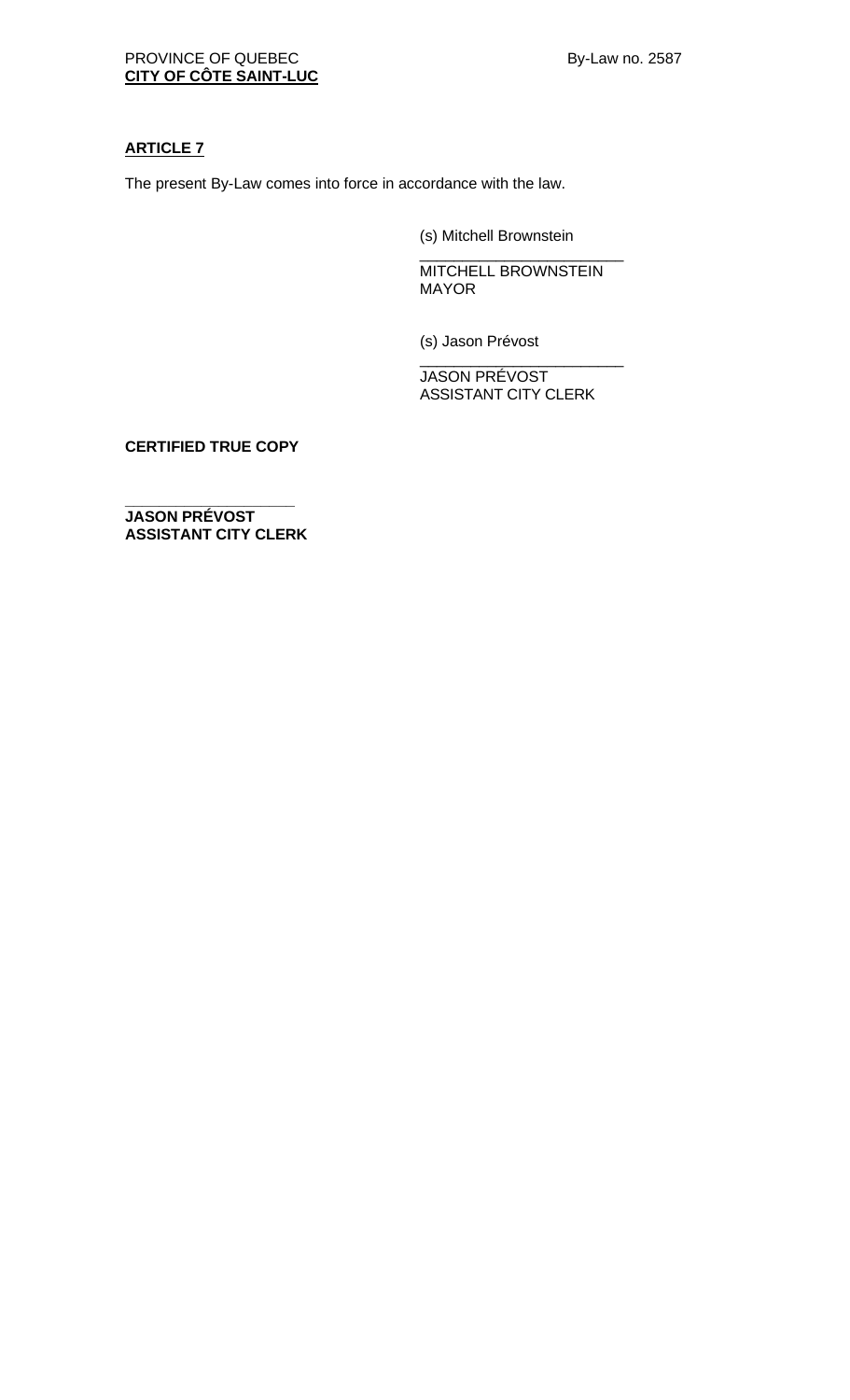**ARTICLE 7**

The present By-Law comes into force in accordance with the law.

(s) Mitchell Brownstein

\_\_\_\_\_\_\_\_\_\_\_\_\_\_\_\_\_\_\_\_\_\_\_\_
MITCHELL BROWNSTEIN
MAYOR

(s) Jason Prévost

\_\_\_\_\_\_\_\_\_\_\_\_\_\_\_\_\_\_\_\_\_\_\_\_
JASON PRÉVOST
ASSISTANT CITY CLERK

**CERTIFIED TRUE COPY**

\_\_\_\_\_\_\_\_\_\_\_\_\_\_\_\_\_\_\_\_
**JASON PRÉVOST**
**ASSISTANT CITY CLERK**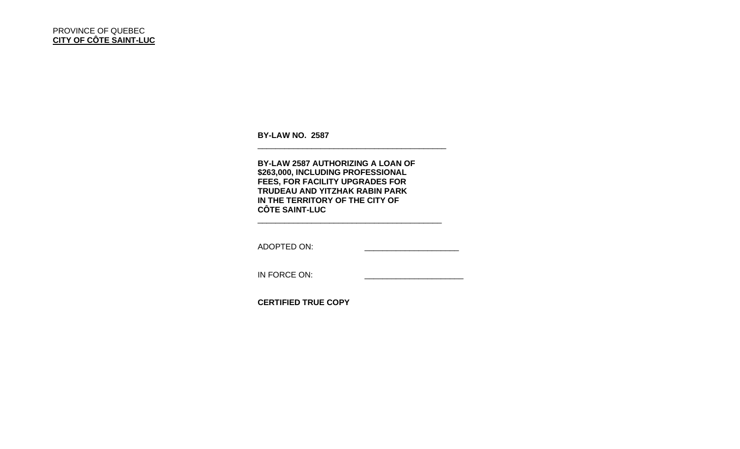PROVINCE OF QUEBEC
**CITY OF CÔTE SAINT-LUC**

**BY-LAW NO. 2587**

---

**BY-LAW 2587 AUTHORIZING A LOAN OF $263,000, INCLUDING PROFESSIONAL FEES, FOR FACILITY UPGRADES FOR TRUDEAU AND YITZHAK RABIN PARK IN THE TERRITORY OF THE CITY OF CÔTE SAINT-LUC**

---

ADOPTED ON: ____________________

IN FORCE ON: ____________________

**CERTIFIED TRUE COPY**